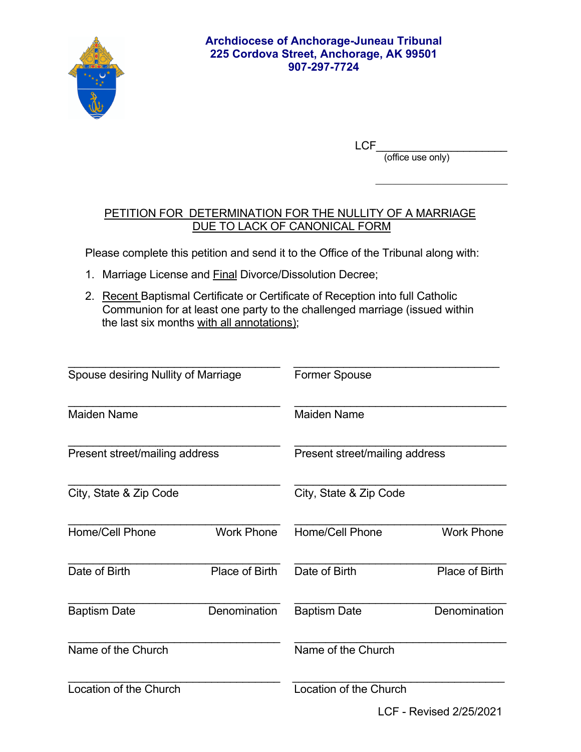**Archdiocese of Anchorage-Juneau Tribunal**
**225 Cordova Street, Anchorage, AK 99501**
**907-297-7724**

LCF____________________
(office use only)

____________________

## PETITION FOR DETERMINATION FOR THE NULLITY OF A MARRIAGE DUE TO LACK OF CANONICAL FORM

Please complete this petition and send it to the Office of the Tribunal along with:

1. Marriage License and Final Divorce/Dissolution Decree;
2. Recent Baptismal Certificate or Certificate of Reception into full Catholic Communion for at least one party to the challenged marriage (issued within the last six months with all annotations);

| Spouse desiring Nullity of Marriage | Former Spouse |
|---|---|
| ____________________ | ____________________ |
| Spouse desiring Nullity of Marriage | Former Spouse |
| ____________________ | ____________________ |
| Maiden Name | Maiden Name |
| ____________________ | ____________________ |
| Present street/mailing address | Present street/mailing address |
| ____________________ | ____________________ |
| City, State & Zip Code | City, State & Zip Code |
| ____________________ | ____________________ |
| Home/Cell Phone     Work Phone | Home/Cell Phone     Work Phone |
| ____________________ | ____________________ |
| Date of Birth     Place of Birth | Date of Birth     Place of Birth |
| ____________________ | ____________________ |
| Baptism Date     Denomination | Baptism Date     Denomination |
| ____________________ | ____________________ |
| Name of the Church | Name of the Church |
| ____________________ | ____________________ |
| Location of the Church | Location of the Church |

LCF - Revised 2/25/2021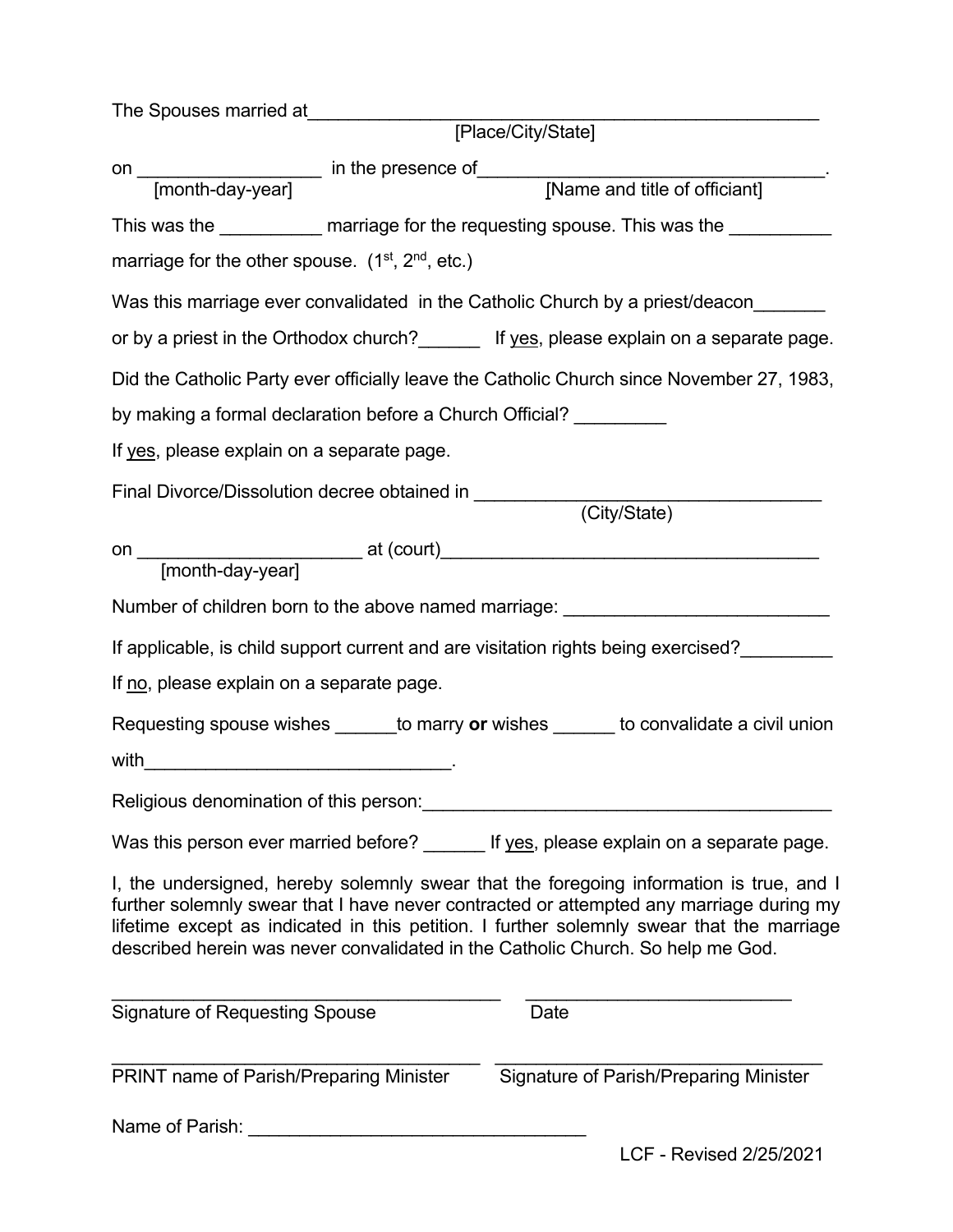The Spouses married at_____________________________________________________
[Place/City/State]

on __________________ in the presence of___________________________________.
[month-day-year] [Name and title of officiant]

This was the __________ marriage for the requesting spouse. This was the __________ marriage for the other spouse. (1st, 2nd, etc.)

Was this marriage ever convalidated in the Catholic Church by a priest/deacon_______ or by a priest in the Orthodox church?______ If yes, please explain on a separate page.

Did the Catholic Party ever officially leave the Catholic Church since November 27, 1983, by making a formal declaration before a Church Official? _________

If yes, please explain on a separate page.

Final Divorce/Dissolution decree obtained in _________________________________
(City/State)

on _____________________ at (court)_____________________________________
[month-day-year]

Number of children born to the above named marriage: __________________________

If applicable, is child support current and are visitation rights being exercised?_________

If no, please explain on a separate page.

Requesting spouse wishes ______to marry **or** wishes ______ to convalidate a civil union with______________________________.

Religious denomination of this person:_________________________________________

Was this person ever married before? ______ If yes, please explain on a separate page.

I, the undersigned, hereby solemnly swear that the foregoing information is true, and I further solemnly swear that I have never contracted or attempted any marriage during my lifetime except as indicated in this petition. I further solemnly swear that the marriage described herein was never convalidated in the Catholic Church. So help me God.

_____________________________________ __________________________
Signature of Requesting Spouse Date

___________________________________ _______________________________
PRINT name of Parish/Preparing Minister Signature of Parish/Preparing Minister

Name of Parish: _________________________________

LCF - Revised 2/25/2021